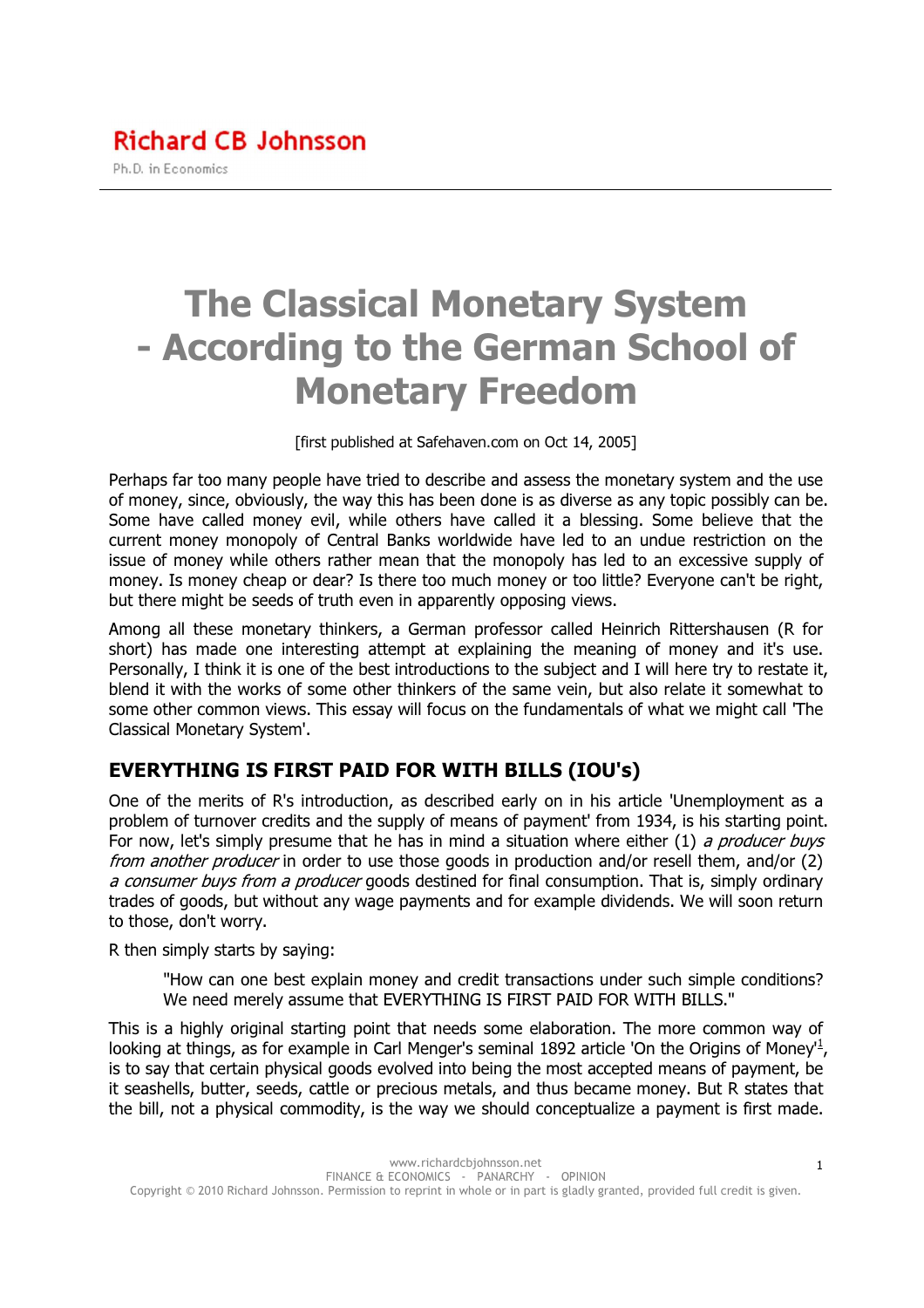Richard CB Johnsson

Ph.D. in Economics

# The Classical Monetary System - According to the German School of Monetary Freedom

[first published at Safehaven.com on Oct 14, 2005]

Perhaps far too many people have tried to describe and assess the monetary system and the use of money, since, obviously, the way this has been done is as diverse as any topic possibly can be. Some have called money evil, while others have called it a blessing. Some believe that the current money monopoly of Central Banks worldwide have led to an undue restriction on the issue of money while others rather mean that the monopoly has led to an excessive supply of money. Is money cheap or dear? Is there too much money or too little? Everyone can't be right, but there might be seeds of truth even in apparently opposing views.

Among all these monetary thinkers, a German professor called Heinrich Rittershausen (R for short) has made one interesting attempt at explaining the meaning of money and it's use. Personally, I think it is one of the best introductions to the subject and I will here try to restate it, blend it with the works of some other thinkers of the same vein, but also relate it somewhat to some other common views. This essay will focus on the fundamentals of what we might call 'The Classical Monetary System'.

## EVERYTHING IS FIRST PAID FOR WITH BILLS (IOU's)

One of the merits of R's introduction, as described early on in his article 'Unemployment as a problem of turnover credits and the supply of means of payment' from 1934, is his starting point. For now, let's simply presume that he has in mind a situation where either (1) *a producer buys from another producer* in order to use those goods in production and/or resell them, and/or (2) *a consumer buys from a producer* goods destined for final consumption. That is, simply ordinary trades of goods, but without any wage payments and for example dividends. We will soon return to those, don't worry.

R then simply starts by saying:

> "How can one best explain money and credit transactions under such simple conditions? We need merely assume that EVERYTHING IS FIRST PAID FOR WITH BILLS."

This is a highly original starting point that needs some elaboration. The more common way of looking at things, as for example in Carl Menger's seminal 1892 article 'On the Origins of Money'[1], is to say that certain physical goods evolved into being the most accepted means of payment, be it seashells, butter, seeds, cattle or precious metals, and thus became money. But R states that the bill, not a physical commodity, is the way we should conceptualize a payment is first made.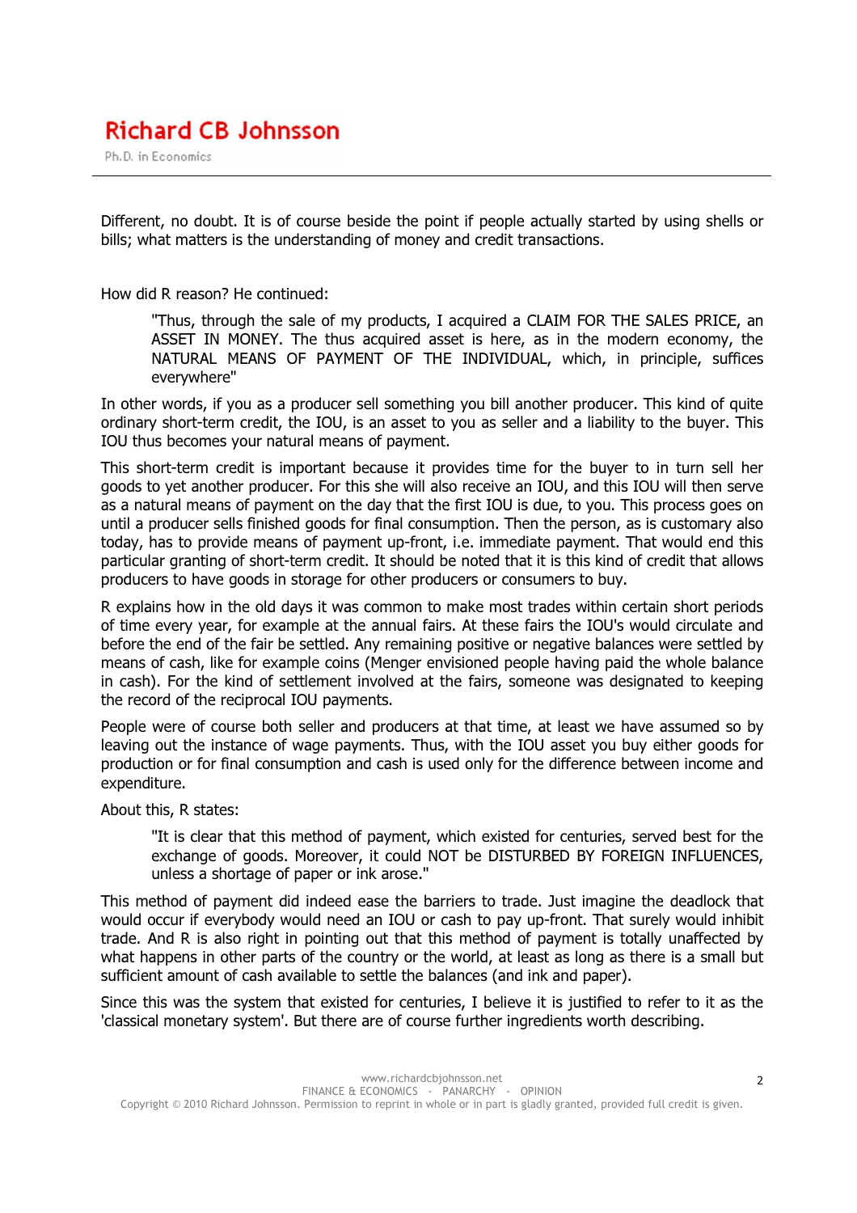Different, no doubt. It is of course beside the point if people actually started by using shells or bills; what matters is the understanding of money and credit transactions.

How did R reason? He continued:

> "Thus, through the sale of my products, I acquired a CLAIM FOR THE SALES PRICE, an ASSET IN MONEY. The thus acquired asset is here, as in the modern economy, the NATURAL MEANS OF PAYMENT OF THE INDIVIDUAL, which, in principle, suffices everywhere"

In other words, if you as a producer sell something you bill another producer. This kind of quite ordinary short-term credit, the IOU, is an asset to you as seller and a liability to the buyer. This IOU thus becomes your natural means of payment.

This short-term credit is important because it provides time for the buyer to in turn sell her goods to yet another producer. For this she will also receive an IOU, and this IOU will then serve as a natural means of payment on the day that the first IOU is due, to you. This process goes on until a producer sells finished goods for final consumption. Then the person, as is customary also today, has to provide means of payment up-front, i.e. immediate payment. That would end this particular granting of short-term credit. It should be noted that it is this kind of credit that allows producers to have goods in storage for other producers or consumers to buy.

R explains how in the old days it was common to make most trades within certain short periods of time every year, for example at the annual fairs. At these fairs the IOU's would circulate and before the end of the fair be settled. Any remaining positive or negative balances were settled by means of cash, like for example coins (Menger envisioned people having paid the whole balance in cash). For the kind of settlement involved at the fairs, someone was designated to keeping the record of the reciprocal IOU payments.

People were of course both seller and producers at that time, at least we have assumed so by leaving out the instance of wage payments. Thus, with the IOU asset you buy either goods for production or for final consumption and cash is used only for the difference between income and expenditure.

About this, R states:

> "It is clear that this method of payment, which existed for centuries, served best for the exchange of goods. Moreover, it could NOT be DISTURBED BY FOREIGN INFLUENCES, unless a shortage of paper or ink arose."

This method of payment did indeed ease the barriers to trade. Just imagine the deadlock that would occur if everybody would need an IOU or cash to pay up-front. That surely would inhibit trade. And R is also right in pointing out that this method of payment is totally unaffected by what happens in other parts of the country or the world, at least as long as there is a small but sufficient amount of cash available to settle the balances (and ink and paper).

Since this was the system that existed for centuries, I believe it is justified to refer to it as the 'classical monetary system'. But there are of course further ingredients worth describing.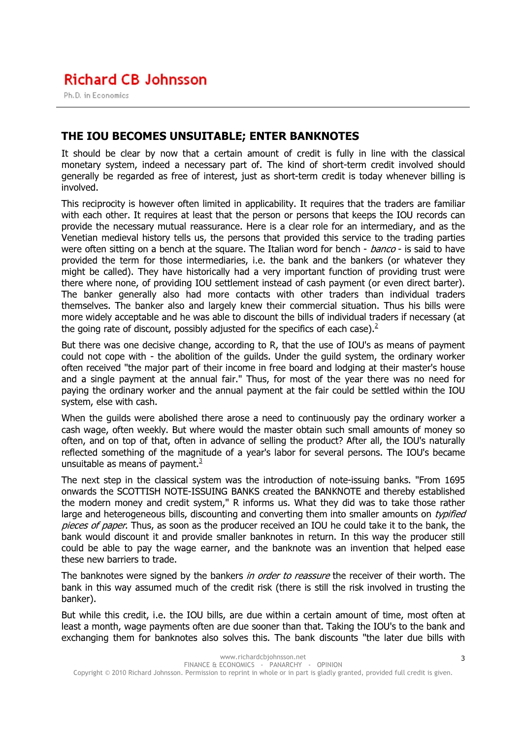## THE IOU BECOMES UNSUITABLE; ENTER BANKNOTES

It should be clear by now that a certain amount of credit is fully in line with the classical monetary system, indeed a necessary part of. The kind of short-term credit involved should generally be regarded as free of interest, just as short-term credit is today whenever billing is involved.

This reciprocity is however often limited in applicability. It requires that the traders are familiar with each other. It requires at least that the person or persons that keeps the IOU records can provide the necessary mutual reassurance. Here is a clear role for an intermediary, and as the Venetian medieval history tells us, the persons that provided this service to the trading parties were often sitting on a bench at the square. The Italian word for bench - *banco* - is said to have provided the term for those intermediaries, i.e. the bank and the bankers (or whatever they might be called). They have historically had a very important function of providing trust were there where none, of providing IOU settlement instead of cash payment (or even direct barter). The banker generally also had more contacts with other traders than individual traders themselves. The banker also and largely knew their commercial situation. Thus his bills were more widely acceptable and he was able to discount the bills of individual traders if necessary (at the going rate of discount, possibly adjusted for the specifics of each case).[2]

But there was one decisive change, according to R, that the use of IOU's as means of payment could not cope with - the abolition of the guilds. Under the guild system, the ordinary worker often received "the major part of their income in free board and lodging at their master's house and a single payment at the annual fair." Thus, for most of the year there was no need for paying the ordinary worker and the annual payment at the fair could be settled within the IOU system, else with cash.

When the guilds were abolished there arose a need to continuously pay the ordinary worker a cash wage, often weekly. But where would the master obtain such small amounts of money so often, and on top of that, often in advance of selling the product? After all, the IOU's naturally reflected something of the magnitude of a year's labor for several persons. The IOU's became unsuitable as means of payment.[3]

The next step in the classical system was the introduction of note-issuing banks. "From 1695 onwards the SCOTTISH NOTE-ISSUING BANKS created the BANKNOTE and thereby established the modern money and credit system," R informs us. What they did was to take those rather large and heterogeneous bills, discounting and converting them into smaller amounts on *typified pieces of paper*. Thus, as soon as the producer received an IOU he could take it to the bank, the bank would discount it and provide smaller banknotes in return. In this way the producer still could be able to pay the wage earner, and the banknote was an invention that helped ease these new barriers to trade.

The banknotes were signed by the bankers *in order to reassure* the receiver of their worth. The bank in this way assumed much of the credit risk (there is still the risk involved in trusting the banker).

But while this credit, i.e. the IOU bills, are due within a certain amount of time, most often at least a month, wage payments often are due sooner than that. Taking the IOU's to the bank and exchanging them for banknotes also solves this. The bank discounts "the later due bills with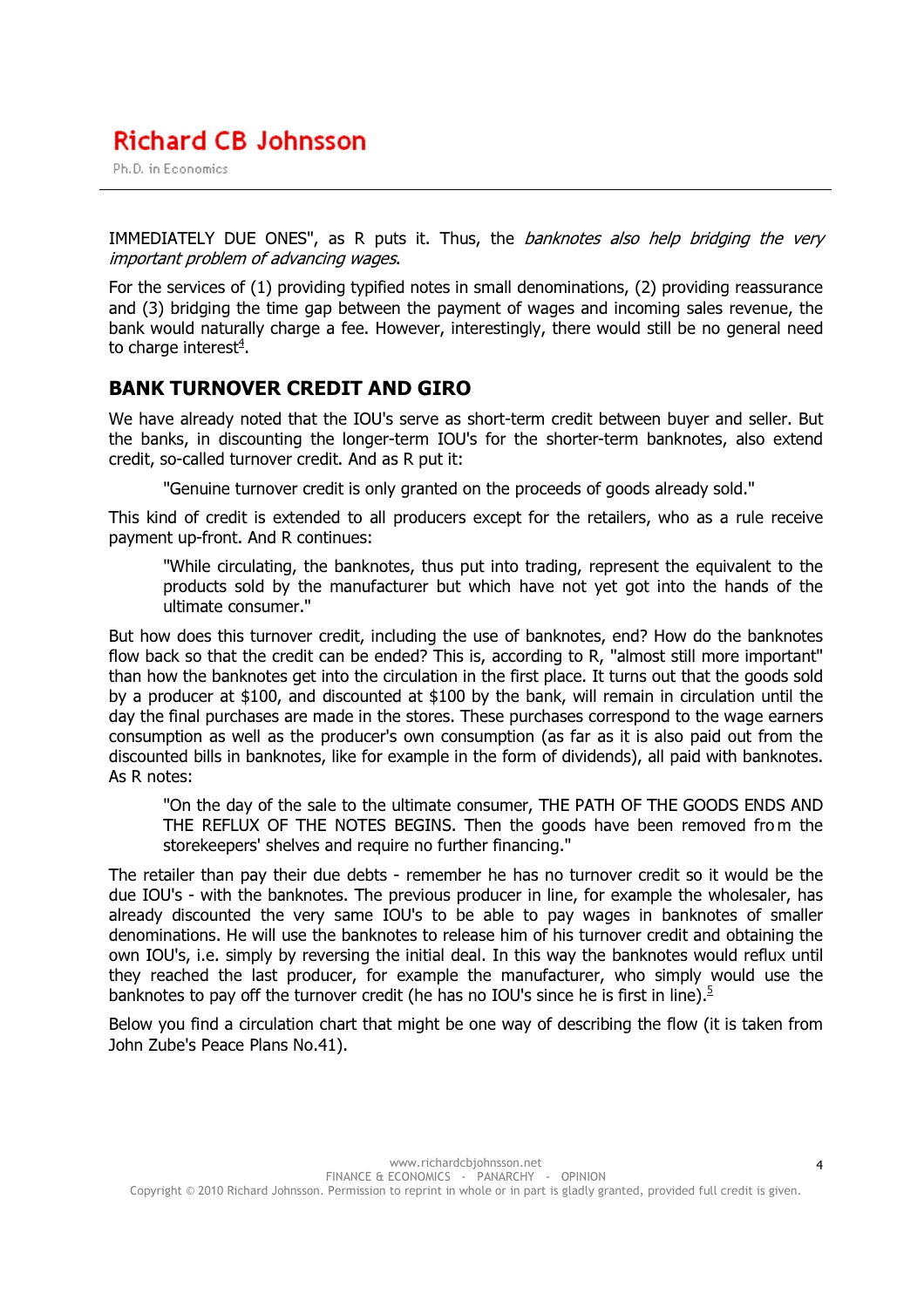IMMEDIATELY DUE ONES", as R puts it. Thus, the *banknotes also help bridging the very important problem of advancing wages*.

For the services of (1) providing typified notes in small denominations, (2) providing reassurance and (3) bridging the time gap between the payment of wages and incoming sales revenue, the bank would naturally charge a fee. However, interestingly, there would still be no general need to charge interest[4].

## BANK TURNOVER CREDIT AND GIRO

We have already noted that the IOU's serve as short-term credit between buyer and seller. But the banks, in discounting the longer-term IOU's for the shorter-term banknotes, also extend credit, so-called turnover credit. And as R put it:

> "Genuine turnover credit is only granted on the proceeds of goods already sold."

This kind of credit is extended to all producers except for the retailers, who as a rule receive payment up-front. And R continues:

> "While circulating, the banknotes, thus put into trading, represent the equivalent to the products sold by the manufacturer but which have not yet got into the hands of the ultimate consumer."

But how does this turnover credit, including the use of banknotes, end? How do the banknotes flow back so that the credit can be ended? This is, according to R, "almost still more important" than how the banknotes get into the circulation in the first place. It turns out that the goods sold by a producer at $100, and discounted at $100 by the bank, will remain in circulation until the day the final purchases are made in the stores. These purchases correspond to the wage earners consumption as well as the producer's own consumption (as far as it is also paid out from the discounted bills in banknotes, like for example in the form of dividends), all paid with banknotes. As R notes:

> "On the day of the sale to the ultimate consumer, THE PATH OF THE GOODS ENDS AND THE REFLUX OF THE NOTES BEGINS. Then the goods have been removed from the storekeepers' shelves and require no further financing."

The retailer than pay their due debts - remember he has no turnover credit so it would be the due IOU's - with the banknotes. The previous producer in line, for example the wholesaler, has already discounted the very same IOU's to be able to pay wages in banknotes of smaller denominations. He will use the banknotes to release him of his turnover credit and obtaining the own IOU's, i.e. simply by reversing the initial deal. In this way the banknotes would reflux until they reached the last producer, for example the manufacturer, who simply would use the banknotes to pay off the turnover credit (he has no IOU's since he is first in line).[5]

Below you find a circulation chart that might be one way of describing the flow (it is taken from John Zube's Peace Plans No.41).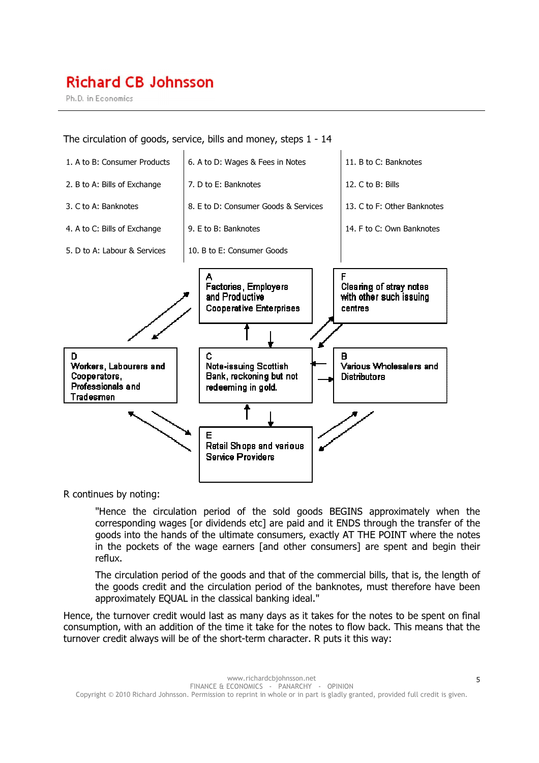The circulation of goods, service, bills and money, steps 1 - 14

| | | |
|---|---|---|
| 1. A to B: Consumer Products | 6. A to D: Wages & Fees in Notes | 11. B to C: Banknotes |
| 2. B to A: Bills of Exchange | 7. D to E: Banknotes | 12. C to B: Bills |
| 3. C to A: Banknotes | 8. E to D: Consumer Goods & Services | 13. C to F: Other Banknotes |
| 4. A to C: Bills of Exchange | 9. E to B: Banknotes | 14. F to C: Own Banknotes |
| 5. D to A: Labour & Services | 10. B to E: Consumer Goods | |

A
Factories, Employers and Productive Cooperative Enterprises

F
Clearing of stray notes with other such issuing centres

D
Workers, Labourers and Cooperators, Professionals and Tradesmen

C
Note-issuing Scottish Bank, reckoning but not redeeming in gold.

B
Various Wholesalers and Distributors

E
Retail Shops and various Service Providers

R continues by noting:

> "Hence the circulation period of the sold goods BEGINS approximately when the corresponding wages [or dividends etc] are paid and it ENDS through the transfer of the goods into the hands of the ultimate consumers, exactly AT THE POINT where the notes in the pockets of the wage earners [and other consumers] are spent and begin their reflux.
>
> The circulation period of the goods and that of the commercial bills, that is, the length of the goods credit and the circulation period of the banknotes, must therefore have been approximately EQUAL in the classical banking ideal."

Hence, the turnover credit would last as many days as it takes for the notes to be spent on final consumption, with an addition of the time it take for the notes to flow back. This means that the turnover credit always will be of the short-term character. R puts it this way: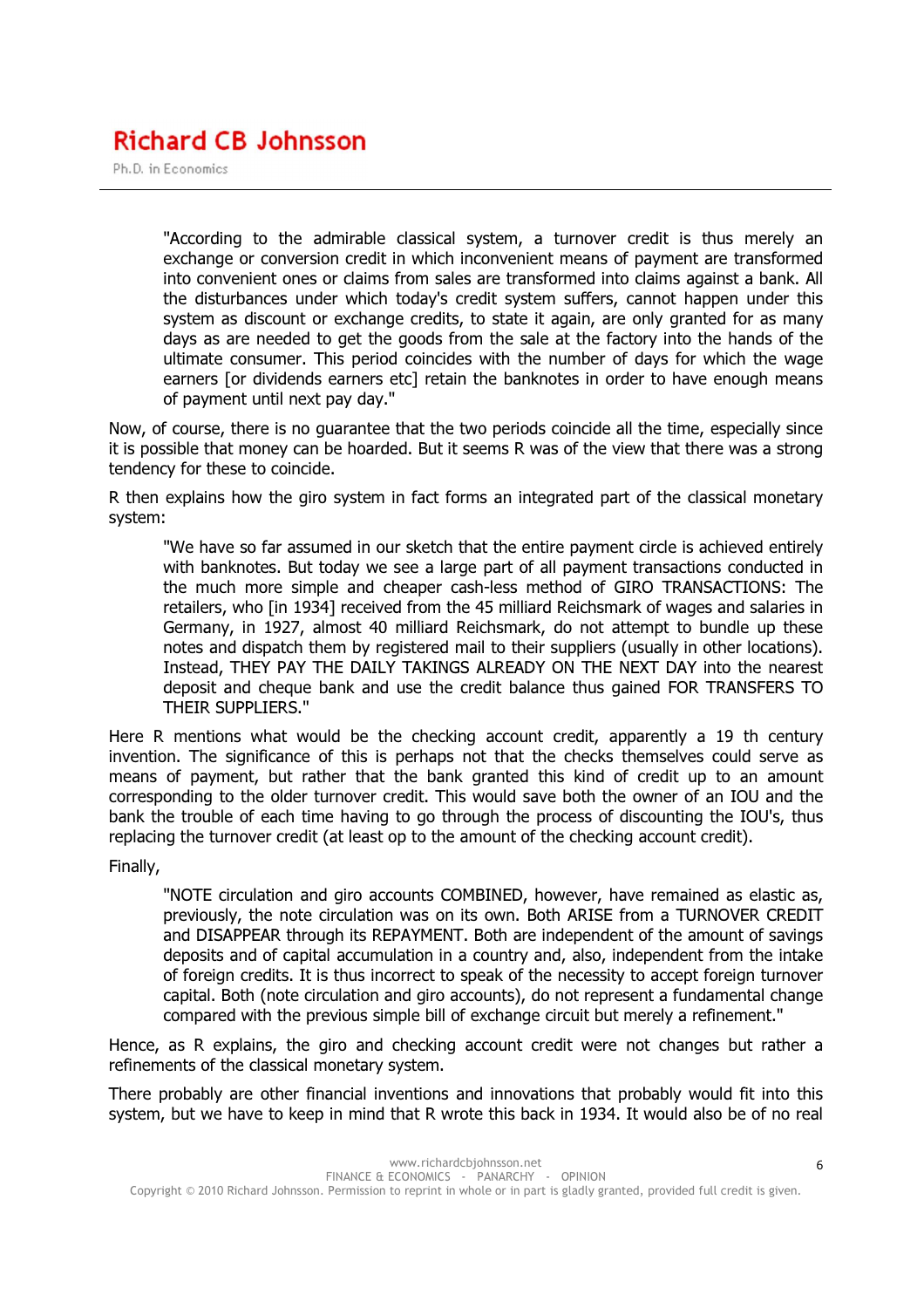> "According to the admirable classical system, a turnover credit is thus merely an exchange or conversion credit in which inconvenient means of payment are transformed into convenient ones or claims from sales are transformed into claims against a bank. All the disturbances under which today's credit system suffers, cannot happen under this system as discount or exchange credits, to state it again, are only granted for as many days as are needed to get the goods from the sale at the factory into the hands of the ultimate consumer. This period coincides with the number of days for which the wage earners [or dividends earners etc] retain the banknotes in order to have enough means of payment until next pay day."

Now, of course, there is no guarantee that the two periods coincide all the time, especially since it is possible that money can be hoarded. But it seems R was of the view that there was a strong tendency for these to coincide.

R then explains how the giro system in fact forms an integrated part of the classical monetary system:

> "We have so far assumed in our sketch that the entire payment circle is achieved entirely with banknotes. But today we see a large part of all payment transactions conducted in the much more simple and cheaper cash-less method of GIRO TRANSACTIONS: The retailers, who [in 1934] received from the 45 milliard Reichsmark of wages and salaries in Germany, in 1927, almost 40 milliard Reichsmark, do not attempt to bundle up these notes and dispatch them by registered mail to their suppliers (usually in other locations). Instead, THEY PAY THE DAILY TAKINGS ALREADY ON THE NEXT DAY into the nearest deposit and cheque bank and use the credit balance thus gained FOR TRANSFERS TO THEIR SUPPLIERS."

Here R mentions what would be the checking account credit, apparently a 19 th century invention. The significance of this is perhaps not that the checks themselves could serve as means of payment, but rather that the bank granted this kind of credit up to an amount corresponding to the older turnover credit. This would save both the owner of an IOU and the bank the trouble of each time having to go through the process of discounting the IOU's, thus replacing the turnover credit (at least op to the amount of the checking account credit).

Finally,

> "NOTE circulation and giro accounts COMBINED, however, have remained as elastic as, previously, the note circulation was on its own. Both ARISE from a TURNOVER CREDIT and DISAPPEAR through its REPAYMENT. Both are independent of the amount of savings deposits and of capital accumulation in a country and, also, independent from the intake of foreign credits. It is thus incorrect to speak of the necessity to accept foreign turnover capital. Both (note circulation and giro accounts), do not represent a fundamental change compared with the previous simple bill of exchange circuit but merely a refinement."

Hence, as R explains, the giro and checking account credit were not changes but rather a refinements of the classical monetary system.

There probably are other financial inventions and innovations that probably would fit into this system, but we have to keep in mind that R wrote this back in 1934. It would also be of no real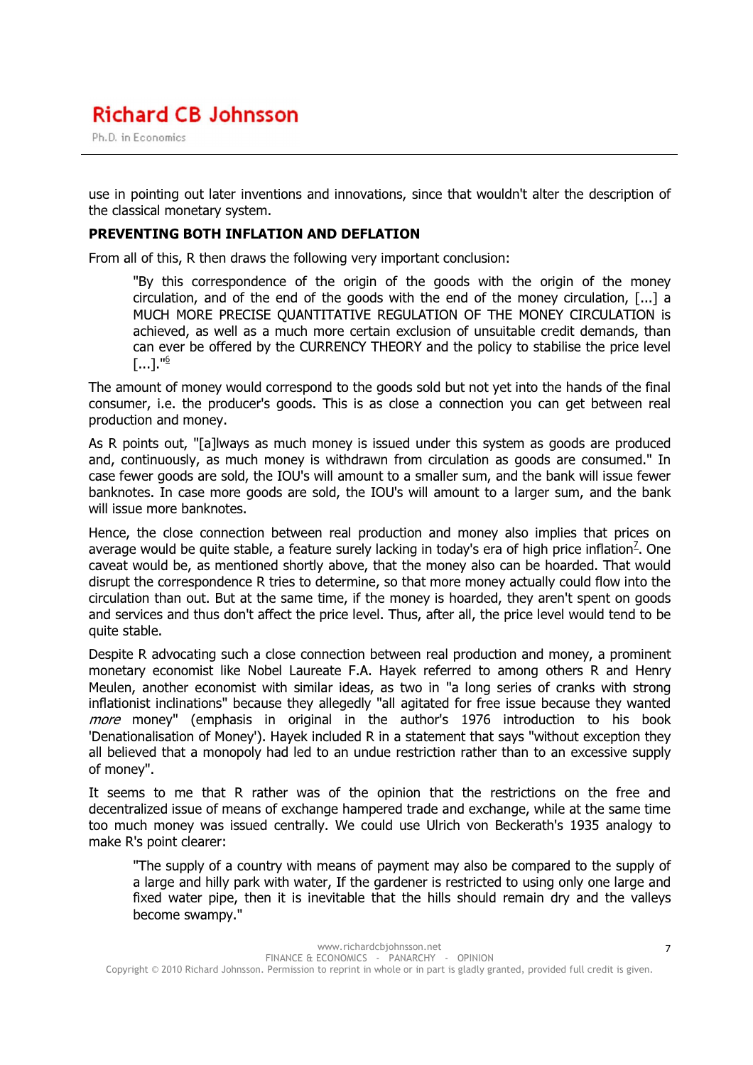use in pointing out later inventions and innovations, since that wouldn't alter the description of the classical monetary system.

**PREVENTING BOTH INFLATION AND DEFLATION**

From all of this, R then draws the following very important conclusion:

> "By this correspondence of the origin of the goods with the origin of the money circulation, and of the end of the goods with the end of the money circulation, [...] a MUCH MORE PRECISE QUANTITATIVE REGULATION OF THE MONEY CIRCULATION is achieved, as well as a much more certain exclusion of unsuitable credit demands, than can ever be offered by the CURRENCY THEORY and the policy to stabilise the price level [...]."[6]

The amount of money would correspond to the goods sold but not yet into the hands of the final consumer, i.e. the producer's goods. This is as close a connection you can get between real production and money.

As R points out, "[a]lways as much money is issued under this system as goods are produced and, continuously, as much money is withdrawn from circulation as goods are consumed." In case fewer goods are sold, the IOU's will amount to a smaller sum, and the bank will issue fewer banknotes. In case more goods are sold, the IOU's will amount to a larger sum, and the bank will issue more banknotes.

Hence, the close connection between real production and money also implies that prices on average would be quite stable, a feature surely lacking in today's era of high price inflation[7]. One caveat would be, as mentioned shortly above, that the money also can be hoarded. That would disrupt the correspondence R tries to determine, so that more money actually could flow into the circulation than out. But at the same time, if the money is hoarded, they aren't spent on goods and services and thus don't affect the price level. Thus, after all, the price level would tend to be quite stable.

Despite R advocating such a close connection between real production and money, a prominent monetary economist like Nobel Laureate F.A. Hayek referred to among others R and Henry Meulen, another economist with similar ideas, as two in "a long series of cranks with strong inflationist inclinations" because they allegedly "all agitated for free issue because they wanted *more* money" (emphasis in original in the author's 1976 introduction to his book 'Denationalisation of Money'). Hayek included R in a statement that says "without exception they all believed that a monopoly had led to an undue restriction rather than to an excessive supply of money".

It seems to me that R rather was of the opinion that the restrictions on the free and decentralized issue of means of exchange hampered trade and exchange, while at the same time too much money was issued centrally. We could use Ulrich von Beckerath's 1935 analogy to make R's point clearer:

> "The supply of a country with means of payment may also be compared to the supply of a large and hilly park with water, If the gardener is restricted to using only one large and fixed water pipe, then it is inevitable that the hills should remain dry and the valleys become swampy."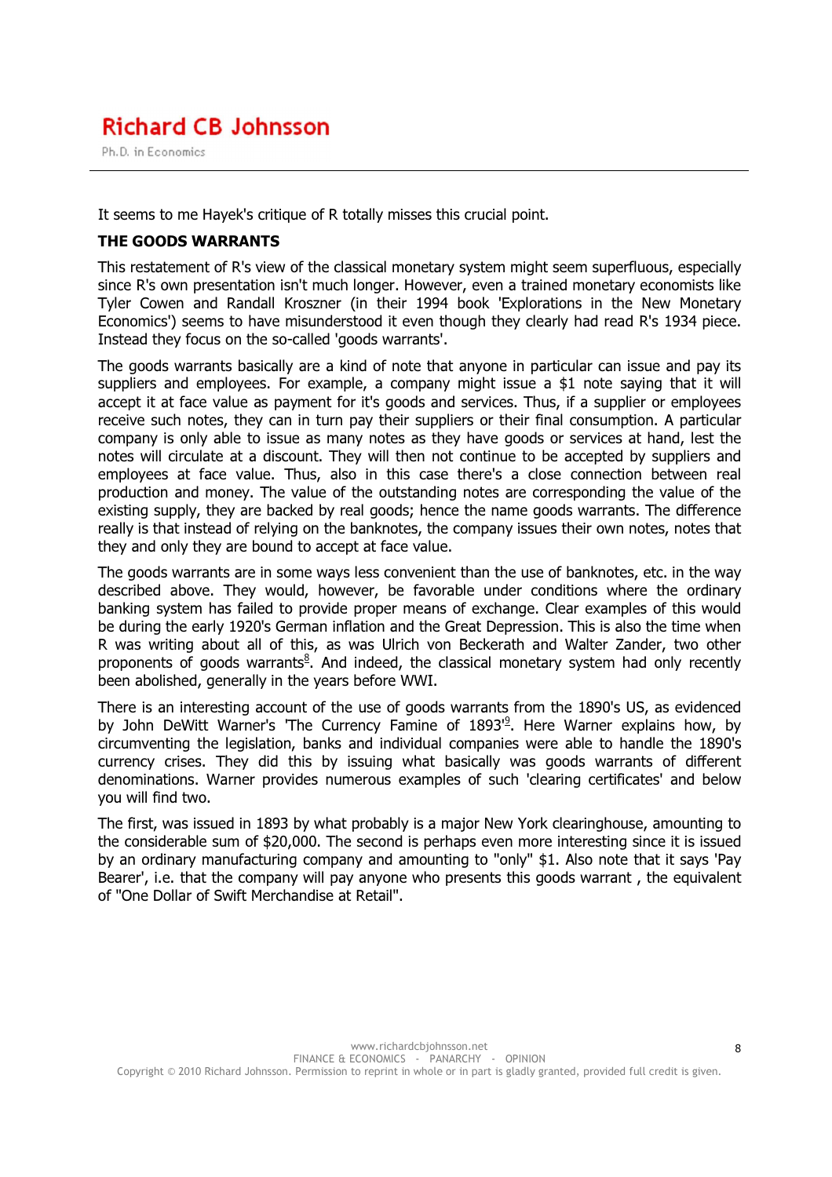It seems to me Hayek's critique of R totally misses this crucial point.

**THE GOODS WARRANTS**

This restatement of R's view of the classical monetary system might seem superfluous, especially since R's own presentation isn't much longer. However, even a trained monetary economists like Tyler Cowen and Randall Kroszner (in their 1994 book 'Explorations in the New Monetary Economics') seems to have misunderstood it even though they clearly had read R's 1934 piece. Instead they focus on the so-called 'goods warrants'.

The goods warrants basically are a kind of note that anyone in particular can issue and pay its suppliers and employees. For example, a company might issue a $1 note saying that it will accept it at face value as payment for it's goods and services. Thus, if a supplier or employees receive such notes, they can in turn pay their suppliers or their final consumption. A particular company is only able to issue as many notes as they have goods or services at hand, lest the notes will circulate at a discount. They will then not continue to be accepted by suppliers and employees at face value. Thus, also in this case there's a close connection between real production and money. The value of the outstanding notes are corresponding the value of the existing supply, they are backed by real goods; hence the name goods warrants. The difference really is that instead of relying on the banknotes, the company issues their own notes, notes that they and only they are bound to accept at face value.

The goods warrants are in some ways less convenient than the use of banknotes, etc. in the way described above. They would, however, be favorable under conditions where the ordinary banking system has failed to provide proper means of exchange. Clear examples of this would be during the early 1920's German inflation and the Great Depression. This is also the time when R was writing about all of this, as was Ulrich von Beckerath and Walter Zander, two other proponents of goods warrants[8]. And indeed, the classical monetary system had only recently been abolished, generally in the years before WWI.

There is an interesting account of the use of goods warrants from the 1890's US, as evidenced by John DeWitt Warner's 'The Currency Famine of 1893'[9]. Here Warner explains how, by circumventing the legislation, banks and individual companies were able to handle the 1890's currency crises. They did this by issuing what basically was goods warrants of different denominations. Warner provides numerous examples of such 'clearing certificates' and below you will find two.

The first, was issued in 1893 by what probably is a major New York clearinghouse, amounting to the considerable sum of $20,000. The second is perhaps even more interesting since it is issued by an ordinary manufacturing company and amounting to "only" $1. Also note that it says 'Pay Bearer', i.e. that the company will pay anyone who presents this goods warrant , the equivalent of "One Dollar of Swift Merchandise at Retail".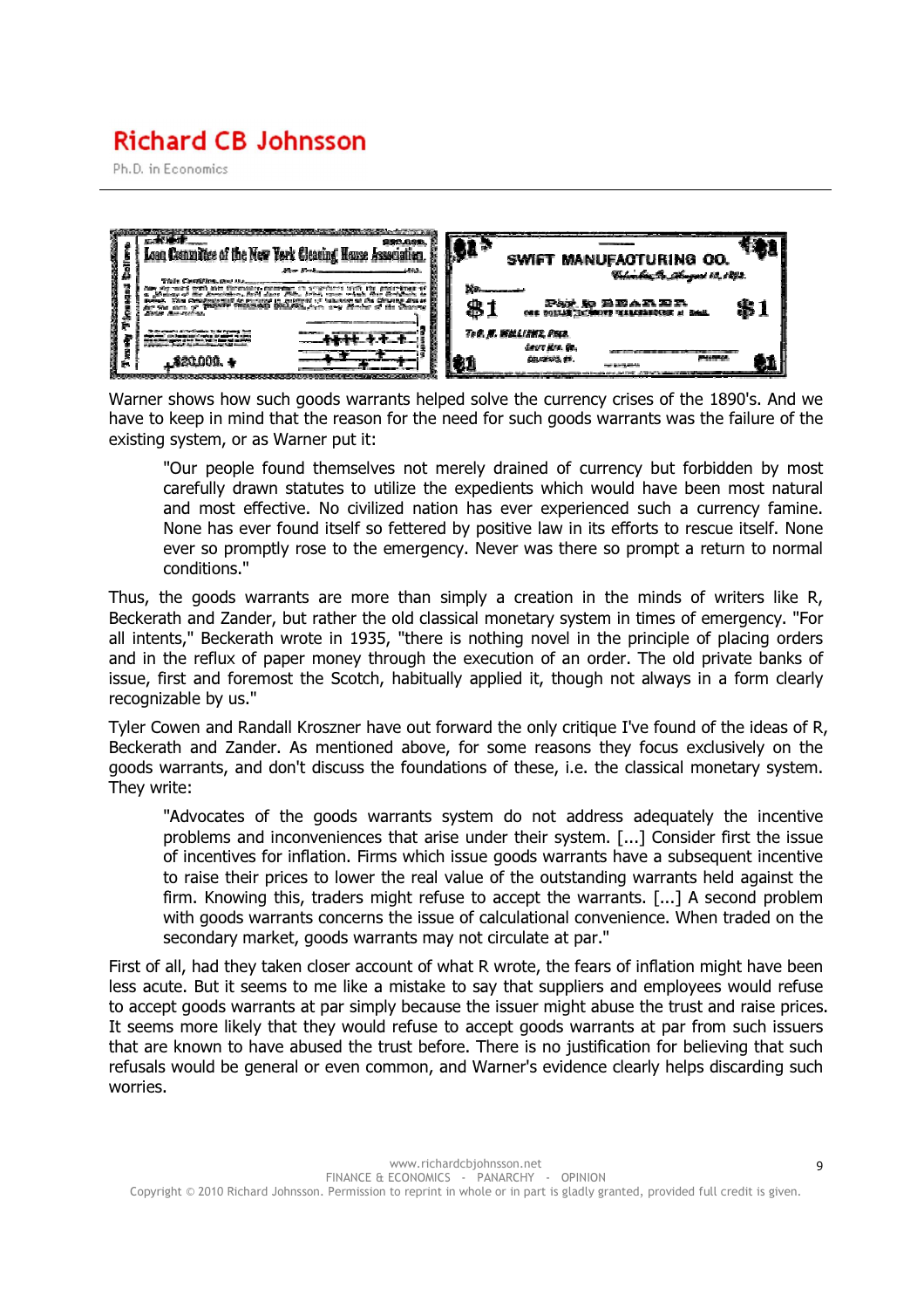Warner shows how such goods warrants helped solve the currency crises of the 1890's. And we have to keep in mind that the reason for the need for such goods warrants was the failure of the existing system, or as Warner put it:

> "Our people found themselves not merely drained of currency but forbidden by most carefully drawn statutes to utilize the expedients which would have been most natural and most effective. No civilized nation has ever experienced such a currency famine. None has ever found itself so fettered by positive law in its efforts to rescue itself. None ever so promptly rose to the emergency. Never was there so prompt a return to normal conditions."

Thus, the goods warrants are more than simply a creation in the minds of writers like R, Beckerath and Zander, but rather the old classical monetary system in times of emergency. "For all intents," Beckerath wrote in 1935, "there is nothing novel in the principle of placing orders and in the reflux of paper money through the execution of an order. The old private banks of issue, first and foremost the Scotch, habitually applied it, though not always in a form clearly recognizable by us."

Tyler Cowen and Randall Kroszner have out forward the only critique I've found of the ideas of R, Beckerath and Zander. As mentioned above, for some reasons they focus exclusively on the goods warrants, and don't discuss the foundations of these, i.e. the classical monetary system. They write:

> "Advocates of the goods warrants system do not address adequately the incentive problems and inconveniences that arise under their system. [...] Consider first the issue of incentives for inflation. Firms which issue goods warrants have a subsequent incentive to raise their prices to lower the real value of the outstanding warrants held against the firm. Knowing this, traders might refuse to accept the warrants. [...] A second problem with goods warrants concerns the issue of calculational convenience. When traded on the secondary market, goods warrants may not circulate at par."

First of all, had they taken closer account of what R wrote, the fears of inflation might have been less acute. But it seems to me like a mistake to say that suppliers and employees would refuse to accept goods warrants at par simply because the issuer might abuse the trust and raise prices. It seems more likely that they would refuse to accept goods warrants at par from such issuers that are known to have abused the trust before. There is no justification for believing that such refusals would be general or even common, and Warner's evidence clearly helps discarding such worries.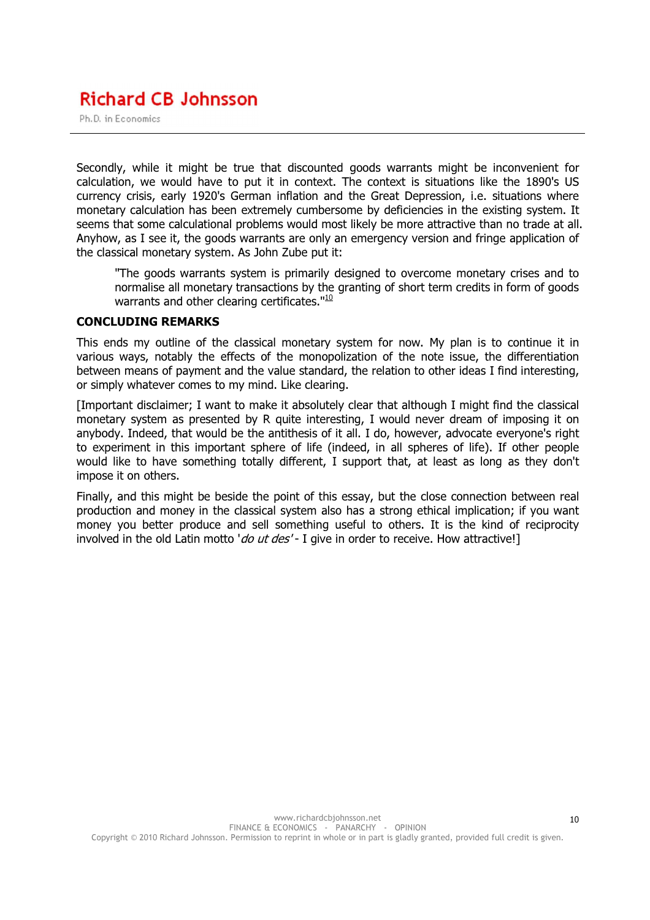Secondly, while it might be true that discounted goods warrants might be inconvenient for calculation, we would have to put it in context. The context is situations like the 1890's US currency crisis, early 1920's German inflation and the Great Depression, i.e. situations where monetary calculation has been extremely cumbersome by deficiencies in the existing system. It seems that some calculational problems would most likely be more attractive than no trade at all. Anyhow, as I see it, the goods warrants are only an emergency version and fringe application of the classical monetary system. As John Zube put it:

> "The goods warrants system is primarily designed to overcome monetary crises and to normalise all monetary transactions by the granting of short term credits in form of goods warrants and other clearing certificates."[10]

## CONCLUDING REMARKS

This ends my outline of the classical monetary system for now. My plan is to continue it in various ways, notably the effects of the monopolization of the note issue, the differentiation between means of payment and the value standard, the relation to other ideas I find interesting, or simply whatever comes to my mind. Like clearing.

[Important disclaimer; I want to make it absolutely clear that although I might find the classical monetary system as presented by R quite interesting, I would never dream of imposing it on anybody. Indeed, that would be the antithesis of it all. I do, however, advocate everyone's right to experiment in this important sphere of life (indeed, in all spheres of life). If other people would like to have something totally different, I support that, at least as long as they don't impose it on others.

Finally, and this might be beside the point of this essay, but the close connection between real production and money in the classical system also has a strong ethical implication; if you want money you better produce and sell something useful to others. It is the kind of reciprocity involved in the old Latin motto '*do ut des*' - I give in order to receive. How attractive!]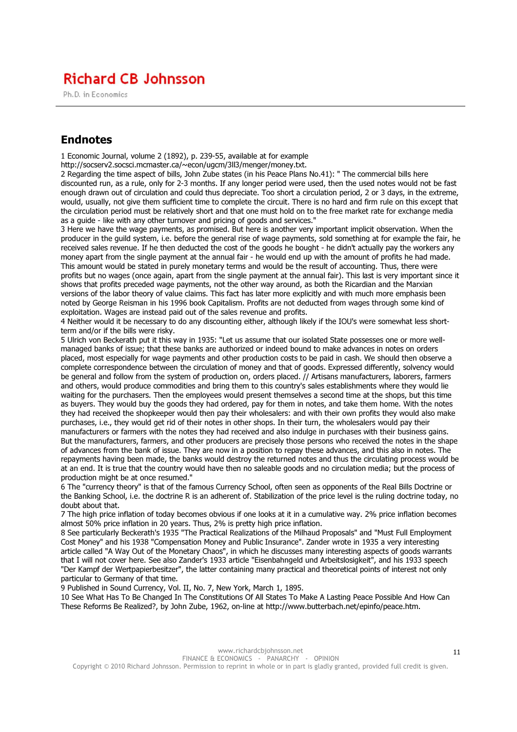## Endnotes

1 Economic Journal, volume 2 (1892), p. 239-55, available at for example http://socserv2.socsci.mcmaster.ca/~econ/ugcm/3ll3/menger/money.txt.

2 Regarding the time aspect of bills, John Zube states (in his Peace Plans No.41): " The commercial bills here discounted run, as a rule, only for 2-3 months. If any longer period were used, then the used notes would not be fast enough drawn out of circulation and could thus depreciate. Too short a circulation period, 2 or 3 days, in the extreme, would, usually, not give them sufficient time to complete the circuit. There is no hard and firm rule on this except that the circulation period must be relatively short and that one must hold on to the free market rate for exchange media as a guide - like with any other turnover and pricing of goods and services."

3 Here we have the wage payments, as promised. But here is another very important implicit observation. When the producer in the guild system, i.e. before the general rise of wage payments, sold something at for example the fair, he received sales revenue. If he then deducted the cost of the goods he bought - he didn't actually pay the workers any money apart from the single payment at the annual fair - he would end up with the amount of profits he had made. This amount would be stated in purely monetary terms and would be the result of accounting. Thus, there were profits but no wages (once again, apart from the single payment at the annual fair). This last is very important since it shows that profits preceded wage payments, not the other way around, as both the Ricardian and the Marxian versions of the labor theory of value claims. This fact has later more explicitly and with much more emphasis been noted by George Reisman in his 1996 book Capitalism. Profits are not deducted from wages through some kind of exploitation. Wages are instead paid out of the sales revenue and profits.

4 Neither would it be necessary to do any discounting either, although likely if the IOU's were somewhat less short-term and/or if the bills were risky.

5 Ulrich von Beckerath put it this way in 1935: "Let us assume that our isolated State possesses one or more well-managed banks of issue; that these banks are authorized or indeed bound to make advances in notes on orders placed, most especially for wage payments and other production costs to be paid in cash. We should then observe a complete correspondence between the circulation of money and that of goods. Expressed differently, solvency would be general and follow from the system of production on, orders placed. // Artisans manufacturers, laborers, farmers and others, would produce commodities and bring them to this country's sales establishments where they would lie waiting for the purchasers. Then the employees would present themselves a second time at the shops, but this time as buyers. They would buy the goods they had ordered, pay for them in notes, and take them home. With the notes they had received the shopkeeper would then pay their wholesalers: and with their own profits they would also make purchases, i.e., they would get rid of their notes in other shops. In their turn, the wholesalers would pay their manufacturers or farmers with the notes they had received and also indulge in purchases with their business gains. But the manufacturers, farmers, and other producers are precisely those persons who received the notes in the shape of advances from the bank of issue. They are now in a position to repay these advances, and this also in notes. The repayments having been made, the banks would destroy the returned notes and thus the circulating process would be at an end. It is true that the country would have then no saleable goods and no circulation media; but the process of production might be at once resumed."

6 The "currency theory" is that of the famous Currency School, often seen as opponents of the Real Bills Doctrine or the Banking School, i.e. the doctrine R is an adherent of. Stabilization of the price level is the ruling doctrine today, no doubt about that.

7 The high price inflation of today becomes obvious if one looks at it in a cumulative way. 2% price inflation becomes almost 50% price inflation in 20 years. Thus, 2% is pretty high price inflation.

8 See particularly Beckerath's 1935 "The Practical Realizations of the Milhaud Proposals" and "Must Full Employment Cost Money" and his 1938 "Compensation Money and Public Insurance". Zander wrote in 1935 a very interesting article called "A Way Out of the Monetary Chaos", in which he discusses many interesting aspects of goods warrants that I will not cover here. See also Zander's 1933 article "Eisenbahngeld und Arbeitslosigkeit", and his 1933 speech "Der Kampf der Wertpapierbesitzer", the latter containing many practical and theoretical points of interest not only particular to Germany of that time.

9 Published in Sound Currency, Vol. II, No. 7, New York, March 1, 1895.

10 See What Has To Be Changed In The Constitutions Of All States To Make A Lasting Peace Possible And How Can These Reforms Be Realized?, by John Zube, 1962, on-line at http://www.butterbach.net/epinfo/peace.htm.